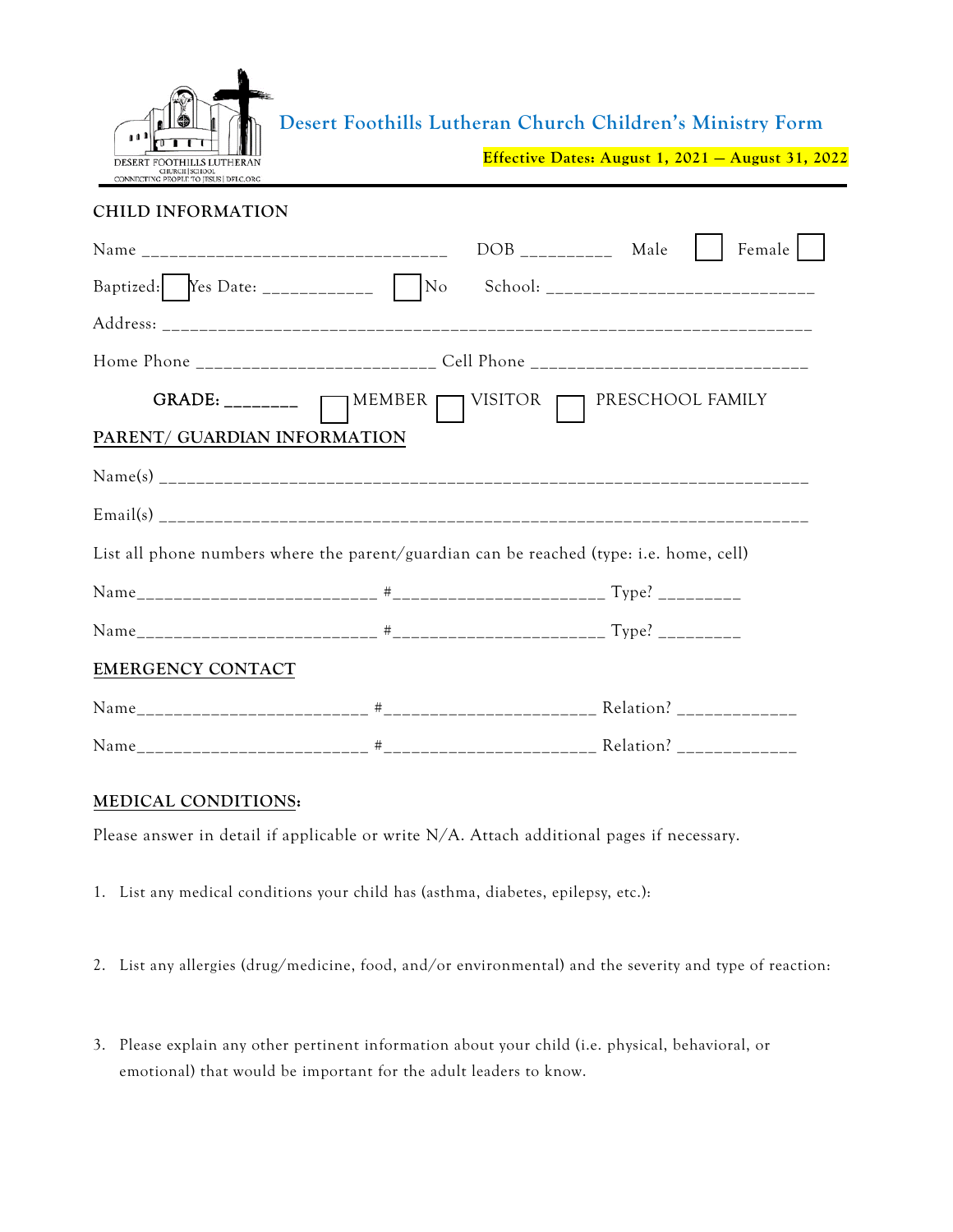DESERT FOOTHILLS LUTHERAN
CHURCH | SCHOOL
CONNECTING PEOPLE TO JESUS | DFLC.ORG

# Desert Foothills Lutheran Church Children's Ministry Form

**Effective Dates: August 1, 2021 — August 31, 2022**

## CHILD INFORMATION

Name _________________________________ DOB _________ Male ☐ Female ☐

Baptized: ☐ Yes Date: ___________ ☐ No School: ____________________________

Address: ________________________________________________________________________

Home Phone ________________________ Cell Phone ____________________________

**GRADE: ________** ☐ MEMBER ☐ VISITOR ☐ PRESCHOOL FAMILY

## PARENT/ GUARDIAN INFORMATION

Name(s) ________________________________________________________________________

Email(s) ________________________________________________________________________

List all phone numbers where the parent/guardian can be reached (type: i.e. home, cell)

Name_________________________ #______________________ Type? ________

Name_________________________ #______________________ Type? ________

## EMERGENCY CONTACT

Name________________________ #______________________ Relation? ____________

Name________________________ #______________________ Relation? ____________

## MEDICAL CONDITIONS:

Please answer in detail if applicable or write N/A. Attach additional pages if necessary.

1. List any medical conditions your child has (asthma, diabetes, epilepsy, etc.):

2. List any allergies (drug/medicine, food, and/or environmental) and the severity and type of reaction:

3. Please explain any other pertinent information about your child (i.e. physical, behavioral, or emotional) that would be important for the adult leaders to know.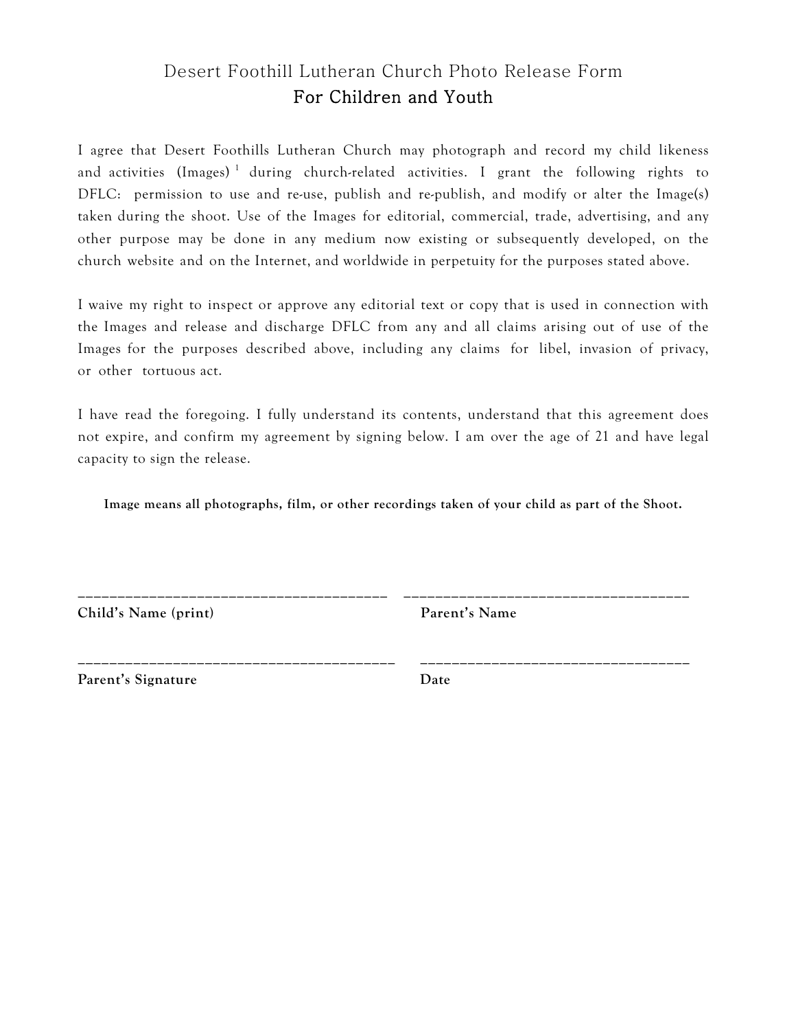# Desert Foothill Lutheran Church Photo Release Form

## For Children and Youth

I agree that Desert Foothills Lutheran Church may photograph and record my child likeness and activities (Images) [1] during church-related activities. I grant the following rights to DFLC: permission to use and re-use, publish and re-publish, and modify or alter the Image(s) taken during the shoot. Use of the Images for editorial, commercial, trade, advertising, and any other purpose may be done in any medium now existing or subsequently developed, on the church website and on the Internet, and worldwide in perpetuity for the purposes stated above.

I waive my right to inspect or approve any editorial text or copy that is used in connection with the Images and release and discharge DFLC from any and all claims arising out of use of the Images for the purposes described above, including any claims for libel, invasion of privacy, or other tortuous act.

I have read the foregoing. I fully understand its contents, understand that this agreement does not expire, and confirm my agreement by signing below. I am over the age of 21 and have legal capacity to sign the release.

**Image means all photographs, film, or other recordings taken of your child as part of the Shoot.**

_______________________________________ _____________________________________

**Child's Name (print)** **Parent's Name**

________________________________________ ___________________________________

**Parent's Signature** **Date**